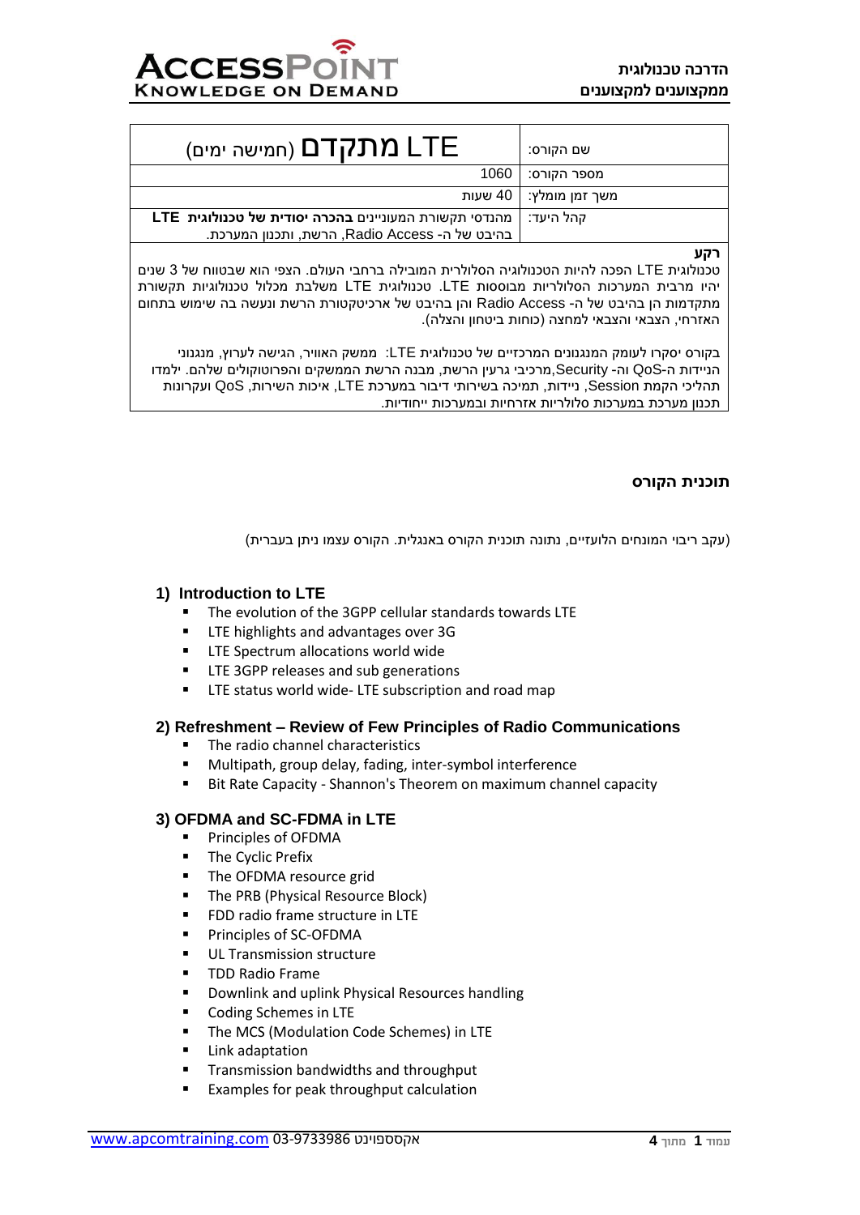| שם הקורס: | LTE **מתקדם** (חמישה ימים) |
|---|---|
| מספר הקורס: | 1060 |
| משך זמן מומלץ: | 40 שעות |
| קהל היעד: | מהנדסי תקשורת המעוניינים **בהכרה יסודית של טכנולוגית LTE** בהיבט של ה- Radio Access, הרשת, ותכנון המערכת. |

**רקע**

טכנולוגית LTE הפכה להיות הטכנולוגיה הסלולרית המובילה ברחבי העולם. הצפי הוא שבטווח של 3 שנים יהיו מרבית המערכות הסלולריות מבוססות LTE. טכנולוגית LTE משלבת מכלול טכנולוגיות תקשורת מתקדמות הן בהיבט של ה- Radio Access והן בהיבט של ארכיטקטורת הרשת ונעשה בה שימוש בתחום האזרחי, הצבאי והצבאי למחצה (כוחות ביטחון והצלה).

בקורס יסקרו לעומק המנגנונים המרכזיים של טכנולוגית LTE: ממשק האוויר, הגישה לערוץ, מנגנוני הניידות ה-QoS וה- Security,מרכיבי גרעין הרשת, מבנה הרשת הממשקים והפרוטוקולים שלהם. ילמדו תהליכי הקמת Session, ניידות, תמיכה בשירותי דיבור במערכת LTE, איכות השירות, QoS ועקרונות תכנון מערכת במערכות סלולריות אזרחיות ובמערכות ייחודיות.

## תוכנית הקורס

(עקב ריבוי המונחים הלועזיים, נתונה תוכנית הקורס באנגלית. הקורס עצמו ניתן בעברית)

### 1) Introduction to LTE

- The evolution of the 3GPP cellular standards towards LTE
- LTE highlights and advantages over 3G
- LTE Spectrum allocations world wide
- LTE 3GPP releases and sub generations
- LTE status world wide- LTE subscription and road map

### 2) Refreshment – Review of Few Principles of Radio Communications

- The radio channel characteristics
- Multipath, group delay, fading, inter-symbol interference
- Bit Rate Capacity - Shannon's Theorem on maximum channel capacity

### 3) OFDMA and SC-FDMA in LTE

- Principles of OFDMA
- The Cyclic Prefix
- The OFDMA resource grid
- The PRB (Physical Resource Block)
- FDD radio frame structure in LTE
- Principles of SC-OFDMA
- UL Transmission structure
- TDD Radio Frame
- Downlink and uplink Physical Resources handling
- Coding Schemes in LTE
- The MCS (Modulation Code Schemes) in LTE
- Link adaptation
- Transmission bandwidths and throughput
- Examples for peak throughput calculation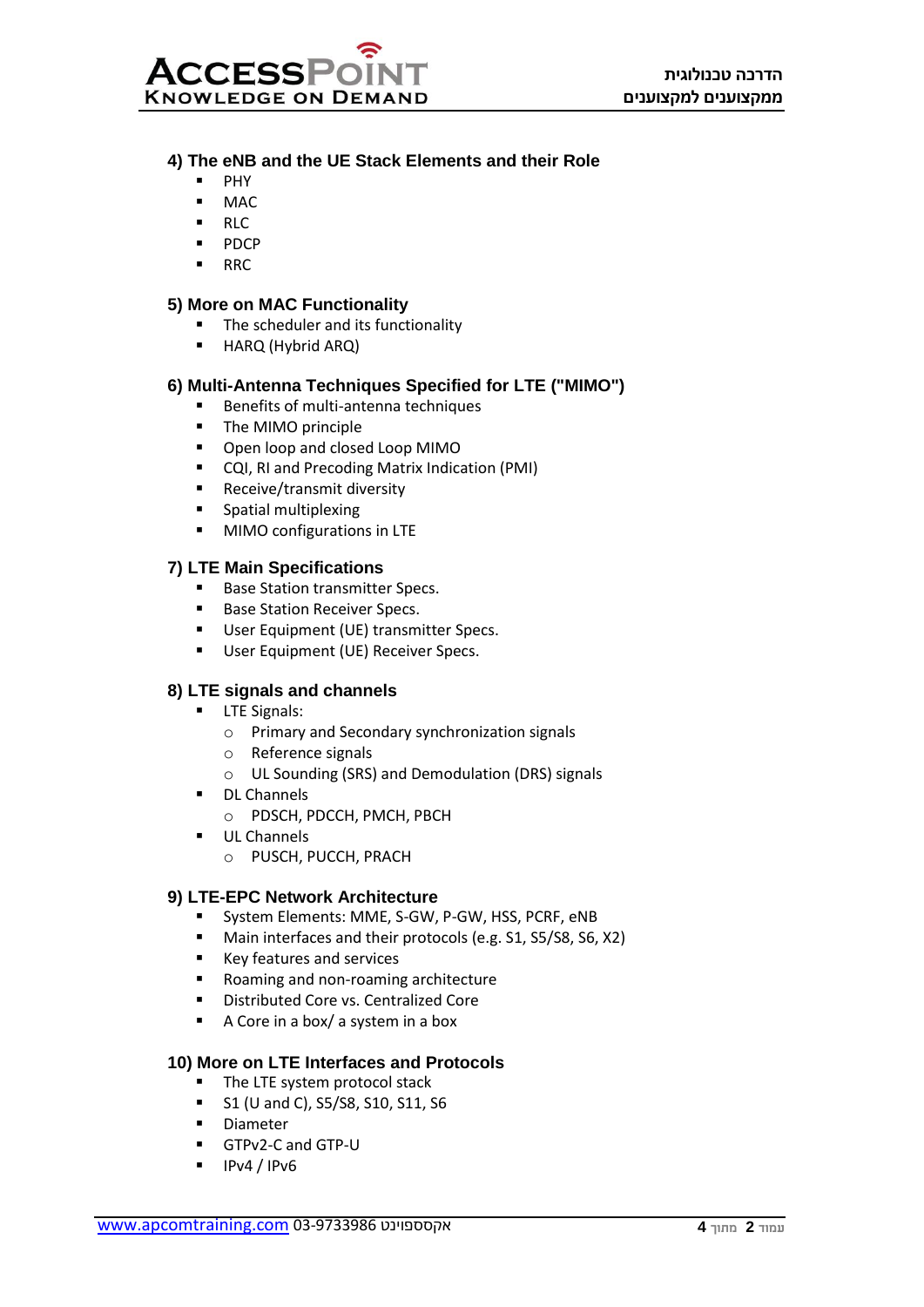## 4) The eNB and the UE Stack Elements and their Role

- PHY
- MAC
- RLC
- PDCP
- RRC

## 5) More on MAC Functionality

- The scheduler and its functionality
- HARQ (Hybrid ARQ)

## 6) Multi-Antenna Techniques Specified for LTE ("MIMO")

- Benefits of multi-antenna techniques
- The MIMO principle
- Open loop and closed Loop MIMO
- CQI, RI and Precoding Matrix Indication (PMI)
- Receive/transmit diversity
- Spatial multiplexing
- MIMO configurations in LTE

## 7) LTE Main Specifications

- Base Station transmitter Specs.
- Base Station Receiver Specs.
- User Equipment (UE) transmitter Specs.
- User Equipment (UE) Receiver Specs.

## 8) LTE signals and channels

- LTE Signals:
  - Primary and Secondary synchronization signals
  - Reference signals
  - UL Sounding (SRS) and Demodulation (DRS) signals
- DL Channels
  - PDSCH, PDCCH, PMCH, PBCH
- UL Channels
  - PUSCH, PUCCH, PRACH

## 9) LTE-EPC Network Architecture

- System Elements: MME, S-GW, P-GW, HSS, PCRF, eNB
- Main interfaces and their protocols (e.g. S1, S5/S8, S6, X2)
- Key features and services
- Roaming and non-roaming architecture
- Distributed Core vs. Centralized Core
- A Core in a box/ a system in a box

## 10) More on LTE Interfaces and Protocols

- The LTE system protocol stack
- S1 (U and C), S5/S8, S10, S11, S6
- Diameter
- GTPv2-C and GTP-U
- IPv4 / IPv6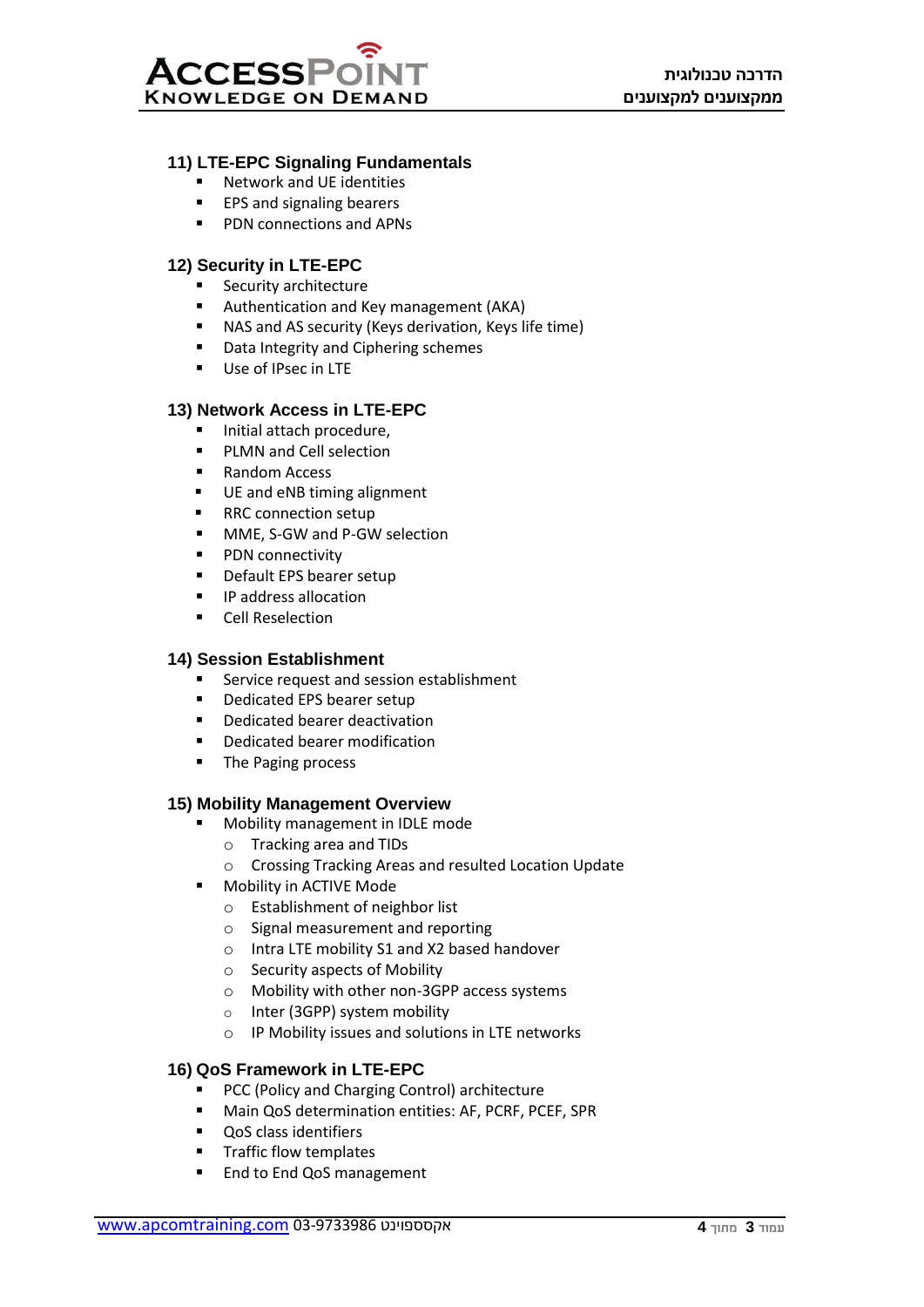## 11) LTE-EPC Signaling Fundamentals

- Network and UE identities
- EPS and signaling bearers
- PDN connections and APNs

## 12) Security in LTE-EPC

- Security architecture
- Authentication and Key management (AKA)
- NAS and AS security (Keys derivation, Keys life time)
- Data Integrity and Ciphering schemes
- Use of IPsec in LTE

## 13) Network Access in LTE-EPC

- Initial attach procedure,
- PLMN and Cell selection
- Random Access
- UE and eNB timing alignment
- RRC connection setup
- MME, S-GW and P-GW selection
- PDN connectivity
- Default EPS bearer setup
- IP address allocation
- Cell Reselection

## 14) Session Establishment

- Service request and session establishment
- Dedicated EPS bearer setup
- Dedicated bearer deactivation
- Dedicated bearer modification
- The Paging process

## 15) Mobility Management Overview

- Mobility management in IDLE mode
  - Tracking area and TIDs
  - Crossing Tracking Areas and resulted Location Update
- Mobility in ACTIVE Mode
  - Establishment of neighbor list
  - Signal measurement and reporting
  - Intra LTE mobility S1 and X2 based handover
  - Security aspects of Mobility
  - Mobility with other non-3GPP access systems
  - Inter (3GPP) system mobility
  - IP Mobility issues and solutions in LTE networks

## 16) QoS Framework in LTE-EPC

- PCC (Policy and Charging Control) architecture
- Main QoS determination entities: AF, PCRF, PCEF, SPR
- QoS class identifiers
- Traffic flow templates
- End to End QoS management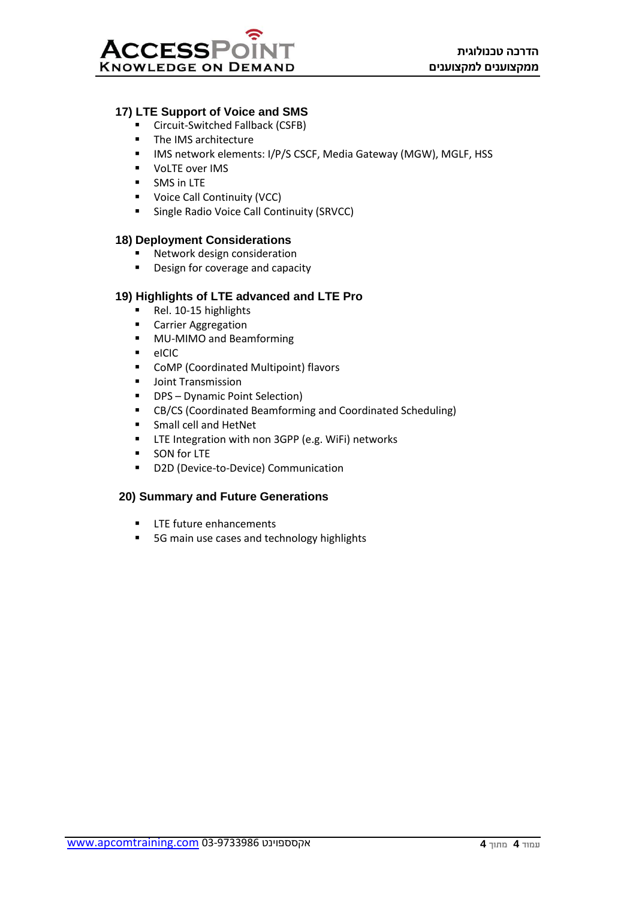### 17) LTE Support of Voice and SMS

- Circuit-Switched Fallback (CSFB)
- The IMS architecture
- IMS network elements: I/P/S CSCF, Media Gateway (MGW), MGLF, HSS
- VoLTE over IMS
- SMS in LTE
- Voice Call Continuity (VCC)
- Single Radio Voice Call Continuity (SRVCC)

### 18) Deployment Considerations

- Network design consideration
- Design for coverage and capacity

### 19) Highlights of LTE advanced and LTE Pro

- Rel. 10-15 highlights
- Carrier Aggregation
- MU-MIMO and Beamforming
- eICIC
- CoMP (Coordinated Multipoint) flavors
- Joint Transmission
- DPS – Dynamic Point Selection)
- CB/CS (Coordinated Beamforming and Coordinated Scheduling)
- Small cell and HetNet
- LTE Integration with non 3GPP (e.g. WiFi) networks
- SON for LTE
- D2D (Device-to-Device) Communication

### 20) Summary and Future Generations

- LTE future enhancements
- 5G main use cases and technology highlights